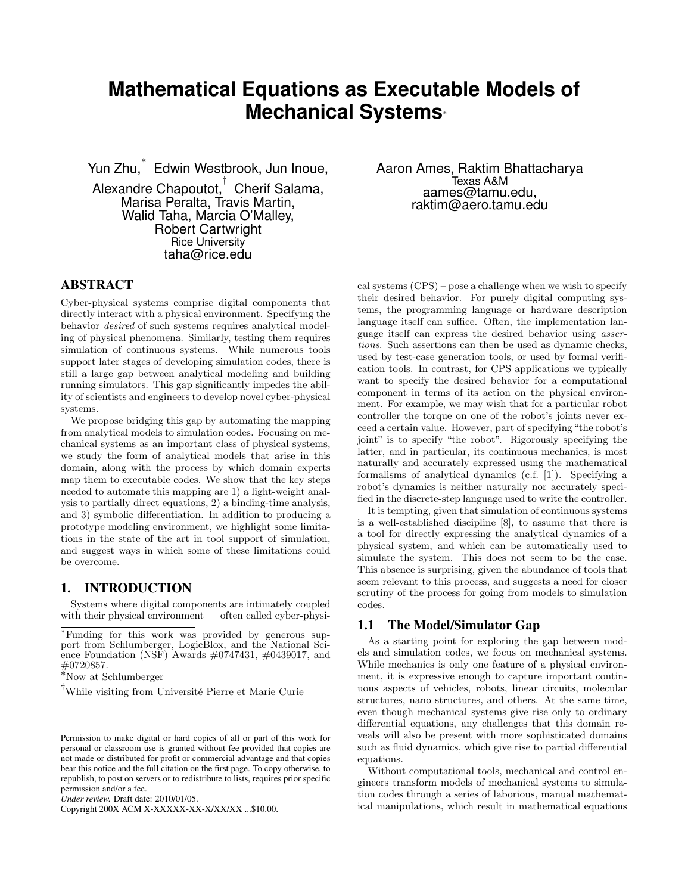# Mathematical Equations as Executable Models of Mechanical Systems*

Yun Zhu,* Edwin Westbrook, Jun Inoue, Alexandre Chapoutot,† Cherif Salama, Marisa Peralta, Travis Martin, Walid Taha, Marcia O'Malley, Robert Cartwright
Rice University
taha@rice.edu

Aaron Ames, Raktim Bhattacharya
Texas A&M
aames@tamu.edu, raktim@aero.tamu.edu

## ABSTRACT

Cyber-physical systems comprise digital components that directly interact with a physical environment. Specifying the behavior *desired* of such systems requires analytical modeling of physical phenomena. Similarly, testing them requires simulation of continuous systems. While numerous tools support later stages of developing simulation codes, there is still a large gap between analytical modeling and building running simulators. This gap significantly impedes the ability of scientists and engineers to develop novel cyber-physical systems.

We propose bridging this gap by automating the mapping from analytical models to simulation codes. Focusing on mechanical systems as an important class of physical systems, we study the form of analytical models that arise in this domain, along with the process by which domain experts map them to executable codes. We show that the key steps needed to automate this mapping are 1) a light-weight analysis to partially direct equations, 2) a binding-time analysis, and 3) symbolic differentiation. In addition to producing a prototype modeling environment, we highlight some limitations in the state of the art in tool support of simulation, and suggest ways in which some of these limitations could be overcome.

## 1. INTRODUCTION

Systems where digital components are intimately coupled with their physical environment — often called cyber-physical systems (CPS) – pose a challenge when we wish to specify their desired behavior. For purely digital computing systems, the programming language or hardware description language itself can suffice. Often, the implementation language itself can express the desired behavior using *assertions*. Such assertions can then be used as dynamic checks, used by test-case generation tools, or used by formal verification tools. In contrast, for CPS applications we typically want to specify the desired behavior for a computational component in terms of its action on the physical environment. For example, we may wish that for a particular robot controller the torque on one of the robot's joints never exceed a certain value. However, part of specifying "the robot's joint" is to specify "the robot". Rigorously specifying the latter, and in particular, its continuous mechanics, is most naturally and accurately expressed using the mathematical formalisms of analytical dynamics (c.f. [1]). Specifying a robot's dynamics is neither naturally nor accurately specified in the discrete-step language used to write the controller.

It is tempting, given that simulation of continuous systems is a well-established discipline [8], to assume that there is a tool for directly expressing the analytical dynamics of a physical system, and which can be automatically used to simulate the system. This does not seem to be the case. This absence is surprising, given the abundance of tools that seem relevant to this process, and suggests a need for closer scrutiny of the process for going from models to simulation codes.

### 1.1 The Model/Simulator Gap

As a starting point for exploring the gap between models and simulation codes, we focus on mechanical systems. While mechanics is only one feature of a physical environment, it is expressive enough to capture important continuous aspects of vehicles, robots, linear circuits, molecular structures, nano structures, and others. At the same time, even though mechanical systems give rise only to ordinary differential equations, any challenges that this domain reveals will also be present with more sophisticated domains such as fluid dynamics, which give rise to partial differential equations.

Without computational tools, mechanical and control engineers transform models of mechanical systems to simulation codes through a series of laborious, manual mathematical manipulations, which result in mathematical equations

*Funding for this work was provided by generous support from Schlumberger, LogicBlox, and the National Science Foundation (NSF) Awards #0747431, #0439017, and #0720857.

*Now at Schlumberger

†While visiting from Université Pierre et Marie Curie

Permission to make digital or hard copies of all or part of this work for personal or classroom use is granted without fee provided that copies are not made or distributed for profit or commercial advantage and that copies bear this notice and the full citation on the first page. To copy otherwise, to republish, to post on servers or to redistribute to lists, requires prior specific permission and/or a fee.
*Under review.* Draft date: 2010/01/05.
Copyright 200X ACM X-XXXXX-XX-X/XX/XX ...$10.00.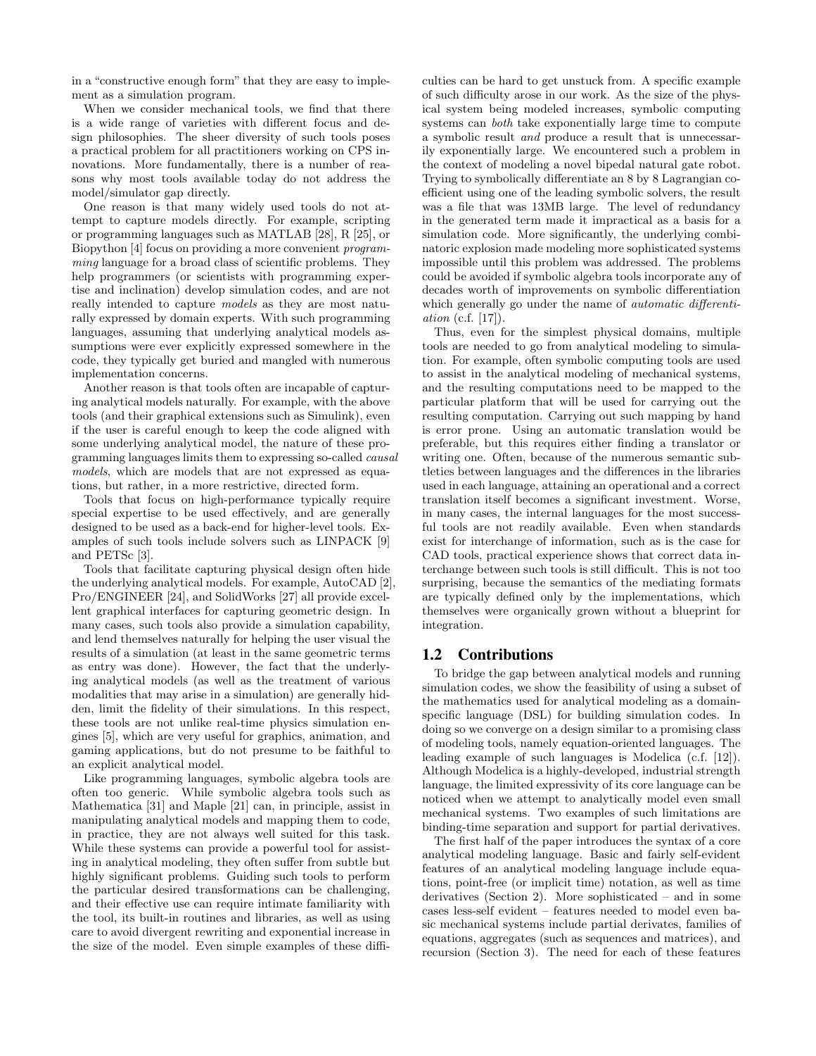in a "constructive enough form" that they are easy to implement as a simulation program.

When we consider mechanical tools, we find that there is a wide range of varieties with different focus and design philosophies. The sheer diversity of such tools poses a practical problem for all practitioners working on CPS innovations. More fundamentally, there is a number of reasons why most tools available today do not address the model/simulator gap directly.

One reason is that many widely used tools do not attempt to capture models directly. For example, scripting or programming languages such as MATLAB [28], R [25], or Biopython [4] focus on providing a more convenient *programming* language for a broad class of scientific problems. They help programmers (or scientists with programming expertise and inclination) develop simulation codes, and are not really intended to capture *models* as they are most naturally expressed by domain experts. With such programming languages, assuming that underlying analytical models assumptions were ever explicitly expressed somewhere in the code, they typically get buried and mangled with numerous implementation concerns.

Another reason is that tools often are incapable of capturing analytical models naturally. For example, with the above tools (and their graphical extensions such as Simulink), even if the user is careful enough to keep the code aligned with some underlying analytical model, the nature of these programming languages limits them to expressing so-called *causal models*, which are models that are not expressed as equations, but rather, in a more restrictive, directed form.

Tools that focus on high-performance typically require special expertise to be used effectively, and are generally designed to be used as a back-end for higher-level tools. Examples of such tools include solvers such as LINPACK [9] and PETSc [3].

Tools that facilitate capturing physical design often hide the underlying analytical models. For example, AutoCAD [2], Pro/ENGINEER [24], and SolidWorks [27] all provide excellent graphical interfaces for capturing geometric design. In many cases, such tools also provide a simulation capability, and lend themselves naturally for helping the user visual the results of a simulation (at least in the same geometric terms as entry was done). However, the fact that the underlying analytical models (as well as the treatment of various modalities that may arise in a simulation) are generally hidden, limit the fidelity of their simulations. In this respect, these tools are not unlike real-time physics simulation engines [5], which are very useful for graphics, animation, and gaming applications, but do not presume to be faithful to an explicit analytical model.

Like programming languages, symbolic algebra tools are often too generic. While symbolic algebra tools such as Mathematica [31] and Maple [21] can, in principle, assist in manipulating analytical models and mapping them to code, in practice, they are not always well suited for this task. While these systems can provide a powerful tool for assisting in analytical modeling, they often suffer from subtle but highly significant problems. Guiding such tools to perform the particular desired transformations can be challenging, and their effective use can require intimate familiarity with the tool, its built-in routines and libraries, as well as using care to avoid divergent rewriting and exponential increase in the size of the model. Even simple examples of these difficulties can be hard to get unstuck from. A specific example of such difficulty arose in our work. As the size of the physical system being modeled increases, symbolic computing systems can *both* take exponentially large time to compute a symbolic result *and* produce a result that is unnecessarily exponentially large. We encountered such a problem in the context of modeling a novel bipedal natural gate robot. Trying to symbolically differentiate an 8 by 8 Lagrangian coefficient using one of the leading symbolic solvers, the result was a file that was 13MB large. The level of redundancy in the generated term made it impractical as a basis for a simulation code. More significantly, the underlying combinatoric explosion made modeling more sophisticated systems impossible until this problem was addressed. The problems could be avoided if symbolic algebra tools incorporate any of decades worth of improvements on symbolic differentiation which generally go under the name of *automatic differentiation* (c.f. [17]).

Thus, even for the simplest physical domains, multiple tools are needed to go from analytical modeling to simulation. For example, often symbolic computing tools are used to assist in the analytical modeling of mechanical systems, and the resulting computations need to be mapped to the particular platform that will be used for carrying out the resulting computation. Carrying out such mapping by hand is error prone. Using an automatic translation would be preferable, but this requires either finding a translator or writing one. Often, because of the numerous semantic subtleties between languages and the differences in the libraries used in each language, attaining an operational and a correct translation itself becomes a significant investment. Worse, in many cases, the internal languages for the most successful tools are not readily available. Even when standards exist for interchange of information, such as is the case for CAD tools, practical experience shows that correct data interchange between such tools is still difficult. This is not too surprising, because the semantics of the mediating formats are typically defined only by the implementations, which themselves were organically grown without a blueprint for integration.

## 1.2 Contributions

To bridge the gap between analytical models and running simulation codes, we show the feasibility of using a subset of the mathematics used for analytical modeling as a domain-specific language (DSL) for building simulation codes. In doing so we converge on a design similar to a promising class of modeling tools, namely equation-oriented languages. The leading example of such languages is Modelica (c.f. [12]). Although Modelica is a highly-developed, industrial strength language, the limited expressivity of its core language can be noticed when we attempt to analytically model even small mechanical systems. Two examples of such limitations are binding-time separation and support for partial derivatives.

The first half of the paper introduces the syntax of a core analytical modeling language. Basic and fairly self-evident features of an analytical modeling language include equations, point-free (or implicit time) notation, as well as time derivatives (Section 2). More sophisticated – and in some cases less-self evident – features needed to model even basic mechanical systems include partial derivates, families of equations, aggregates (such as sequences and matrices), and recursion (Section 3). The need for each of these features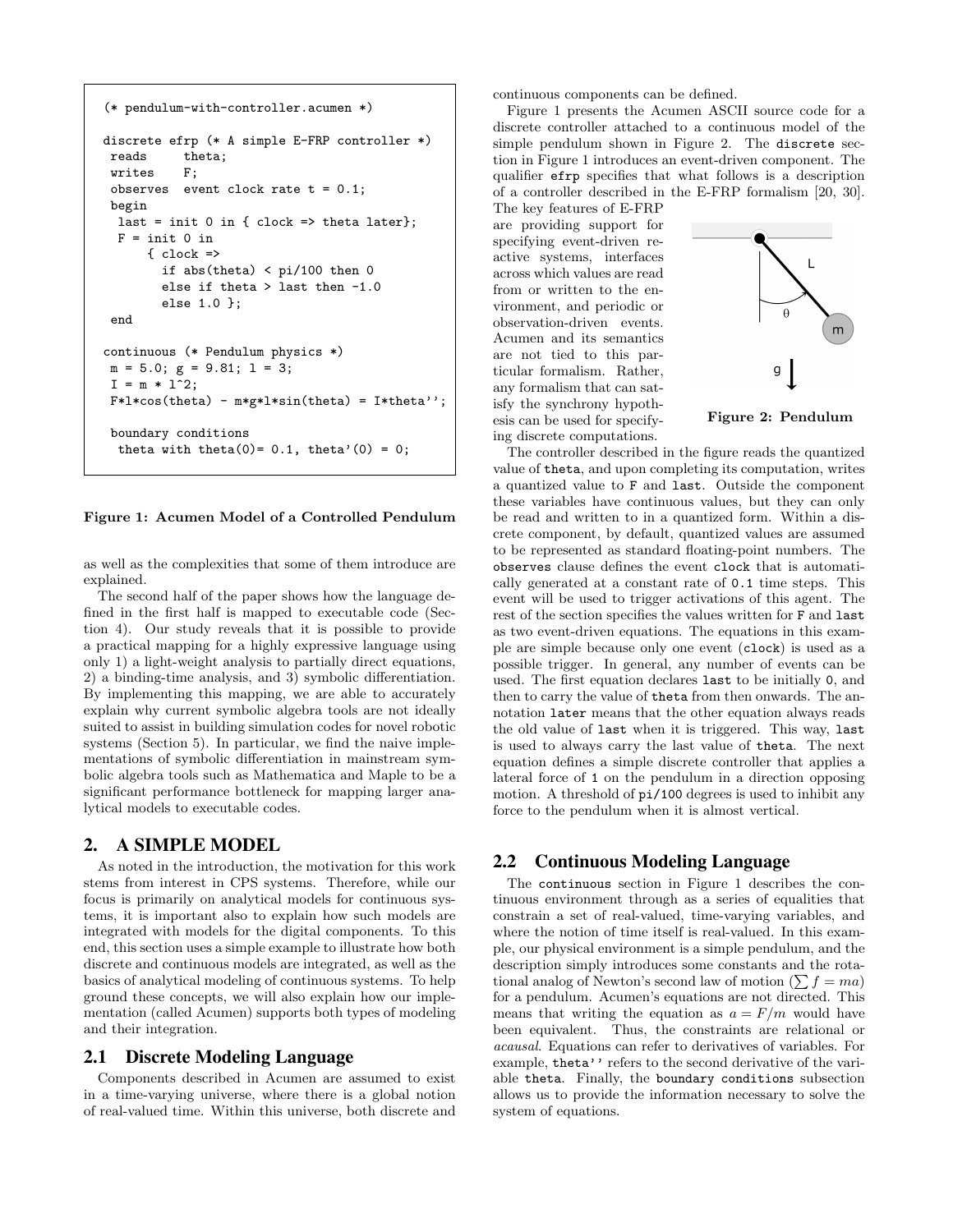```
(* pendulum-with-controller.acumen *)

discrete efrp (* A simple E-FRP controller *)
 reads     theta;
 writes    F;
 observes  event clock rate t = 0.1;
 begin
  last = init 0 in { clock => theta later};
  F = init 0 in
      { clock =>
        if abs(theta) < pi/100 then 0
        else if theta > last then -1.0
        else 1.0 };
 end

continuous (* Pendulum physics *)
 m = 5.0; g = 9.81; l = 3;
 I = m * l^2;
 F*l*cos(theta) - m*g*l*sin(theta) = I*theta'';

 boundary conditions
  theta with theta(0)= 0.1, theta'(0) = 0;
```

**Figure 1: Acumen Model of a Controlled Pendulum**

as well as the complexities that some of them introduce are explained.

The second half of the paper shows how the language defined in the first half is mapped to executable code (Section 4). Our study reveals that it is possible to provide a practical mapping for a highly expressive language using only 1) a light-weight analysis to partially direct equations, 2) a binding-time analysis, and 3) symbolic differentiation. By implementing this mapping, we are able to accurately explain why current symbolic algebra tools are not ideally suited to assist in building simulation codes for novel robotic systems (Section 5). In particular, we find the naive implementations of symbolic differentiation in mainstream symbolic algebra tools such as Mathematica and Maple to be a significant performance bottleneck for mapping larger analytical models to executable codes.

## 2. A SIMPLE MODEL

As noted in the introduction, the motivation for this work stems from interest in CPS systems. Therefore, while our focus is primarily on analytical models for continuous systems, it is important also to explain how such models are integrated with models for the digital components. To this end, this section uses a simple example to illustrate how both discrete and continuous models are integrated, as well as the basics of analytical modeling of continuous systems. To help ground these concepts, we will also explain how our implementation (called Acumen) supports both types of modeling and their integration.

### 2.1 Discrete Modeling Language

Components described in Acumen are assumed to exist in a time-varying universe, where there is a global notion of real-valued time. Within this universe, both discrete and continuous components can be defined.

Figure 1 presents the Acumen ASCII source code for a discrete controller attached to a continuous model of the simple pendulum shown in Figure 2. The `discrete` section in Figure 1 introduces an event-driven component. The qualifier `efrp` specifies that what follows is a description of a controller described in the E-FRP formalism [20, 30]. The key features of E-FRP are providing support for specifying event-driven reactive systems, interfaces across which values are read from or written to the environment, and periodic or observation-driven events. Acumen and its semantics are not tied to this particular formalism. Rather, any formalism that can satisfy the synchrony hypothesis can be used for specifying discrete computations.

**Figure 2: Pendulum**

The controller described in the figure reads the quantized value of `theta`, and upon completing its computation, writes a quantized value to `F` and `last`. Outside the component these variables have continuous values, but they can only be read and written to in a quantized form. Within a discrete component, by default, quantized values are assumed to be represented as standard floating-point numbers. The `observes` clause defines the event `clock` that is automatically generated at a constant rate of `0.1` time steps. This event will be used to trigger activations of this agent. The rest of the section specifies the values written for `F` and `last` as two event-driven equations. The equations in this example are simple because only one event (`clock`) is used as a possible trigger. In general, any number of events can be used. The first equation declares `last` to be initially `0`, and then to carry the value of `theta` from then onwards. The annotation `later` means that the other equation always reads the old value of `last` when it is triggered. This way, `last` is used to always carry the last value of `theta`. The next equation defines a simple discrete controller that applies a lateral force of `1` on the pendulum in a direction opposing motion. A threshold of `pi/100` degrees is used to inhibit any force to the pendulum when it is almost vertical.

### 2.2 Continuous Modeling Language

The `continuous` section in Figure 1 describes the continuous environment through as a series of equalities that constrain a set of real-valued, time-varying variables, and where the notion of time itself is real-valued. In this example, our physical environment is a simple pendulum, and the description simply introduces some constants and the rotational analog of Newton's second law of motion ($\sum f = ma$) for a pendulum. Acumen's equations are not directed. This means that writing the equation as $a = F/m$ would have been equivalent. Thus, the constraints are relational or *acausal*. Equations can refer to derivatives of variables. For example, `theta''` refers to the second derivative of the variable `theta`. Finally, the `boundary conditions` subsection allows us to provide the information necessary to solve the system of equations.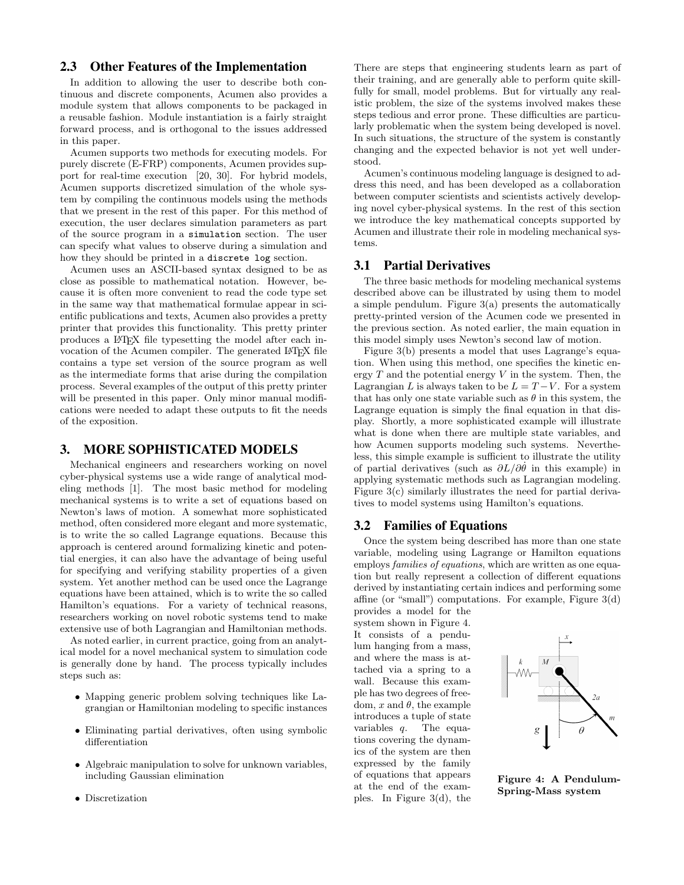### 2.3 Other Features of the Implementation

In addition to allowing the user to describe both continuous and discrete components, Acumen also provides a module system that allows components to be packaged in a reusable fashion. Module instantiation is a fairly straight forward process, and is orthogonal to the issues addressed in this paper.

Acumen supports two methods for executing models. For purely discrete (E-FRP) components, Acumen provides support for real-time execution [20, 30]. For hybrid models, Acumen supports discretized simulation of the whole system by compiling the continuous models using the methods that we present in the rest of this paper. For this method of execution, the user declares simulation parameters as part of the source program in a `simulation` section. The user can specify what values to observe during a simulation and how they should be printed in a `discrete log` section.

Acumen uses an ASCII-based syntax designed to be as close as possible to mathematical notation. However, because it is often more convenient to read the code type set in the same way that mathematical formulae appear in scientific publications and texts, Acumen also provides a pretty printer that provides this functionality. This pretty printer produces a LaTeX file typesetting the model after each invocation of the Acumen compiler. The generated LaTeX file contains a type set version of the source program as well as the intermediate forms that arise during the compilation process. Several examples of the output of this pretty printer will be presented in this paper. Only minor manual modifications were needed to adapt these outputs to fit the needs of the exposition.

## 3. MORE SOPHISTICATED MODELS

Mechanical engineers and researchers working on novel cyber-physical systems use a wide range of analytical modeling methods [1]. The most basic method for modeling mechanical systems is to write a set of equations based on Newton's laws of motion. A somewhat more sophisticated method, often considered more elegant and more systematic, is to write the so called Lagrange equations. Because this approach is centered around formalizing kinetic and potential energies, it can also have the advantage of being useful for specifying and verifying stability properties of a given system. Yet another method can be used once the Lagrange equations have been attained, which is to write the so called Hamilton's equations. For a variety of technical reasons, researchers working on novel robotic systems tend to make extensive use of both Lagrangian and Hamiltonian methods.

As noted earlier, in current practice, going from an analytical model for a novel mechanical system to simulation code is generally done by hand. The process typically includes steps such as:

- Mapping generic problem solving techniques like Lagrangian or Hamiltonian modeling to specific instances
- Eliminating partial derivatives, often using symbolic differentiation
- Algebraic manipulation to solve for unknown variables, including Gaussian elimination
- Discretization

There are steps that engineering students learn as part of their training, and are generally able to perform quite skillfully for small, model problems. But for virtually any realistic problem, the size of the systems involved makes these steps tedious and error prone. These difficulties are particularly problematic when the system being developed is novel. In such situations, the structure of the system is constantly changing and the expected behavior is not yet well understood.

Acumen's continuous modeling language is designed to address this need, and has been developed as a collaboration between computer scientists and scientists actively developing novel cyber-physical systems. In the rest of this section we introduce the key mathematical concepts supported by Acumen and illustrate their role in modeling mechanical systems.

### 3.1 Partial Derivatives

The three basic methods for modeling mechanical systems described above can be illustrated by using them to model a simple pendulum. Figure 3(a) presents the automatically pretty-printed version of the Acumen code we presented in the previous section. As noted earlier, the main equation in this model simply uses Newton's second law of motion.

Figure 3(b) presents a model that uses Lagrange's equation. When using this method, one specifies the kinetic energy $T$ and the potential energy $V$ in the system. Then, the Lagrangian $L$ is always taken to be $L = T - V$. For a system that has only one state variable such as $\theta$ in this system, the Lagrange equation is simply the final equation in that display. Shortly, a more sophisticated example will illustrate what is done when there are multiple state variables, and how Acumen supports modeling such systems. Nevertheless, this simple example is sufficient to illustrate the utility of partial derivatives (such as $\partial L / \partial \dot{\theta}$ in this example) in applying systematic methods such as Lagrangian modeling. Figure 3(c) similarly illustrates the need for partial derivatives to model systems using Hamilton's equations.

### 3.2 Families of Equations

Once the system being described has more than one state variable, modeling using Lagrange or Hamilton equations employs *families of equations*, which are written as one equation but really represent a collection of different equations derived by instantiating certain indices and performing some affine (or "small") computations. For example, Figure 3(d) provides a model for the system shown in Figure 4. It consists of a pendulum hanging from a mass, and where the mass is attached via a spring to a wall. Because this example has two degrees of freedom, $x$ and $\theta$, the example introduces a tuple of state variables $q$. The equations covering the dynamics of the system are then expressed by the family of equations that appears at the end of the examples. In Figure 3(d), the

**Figure 4: A Pendulum-Spring-Mass system**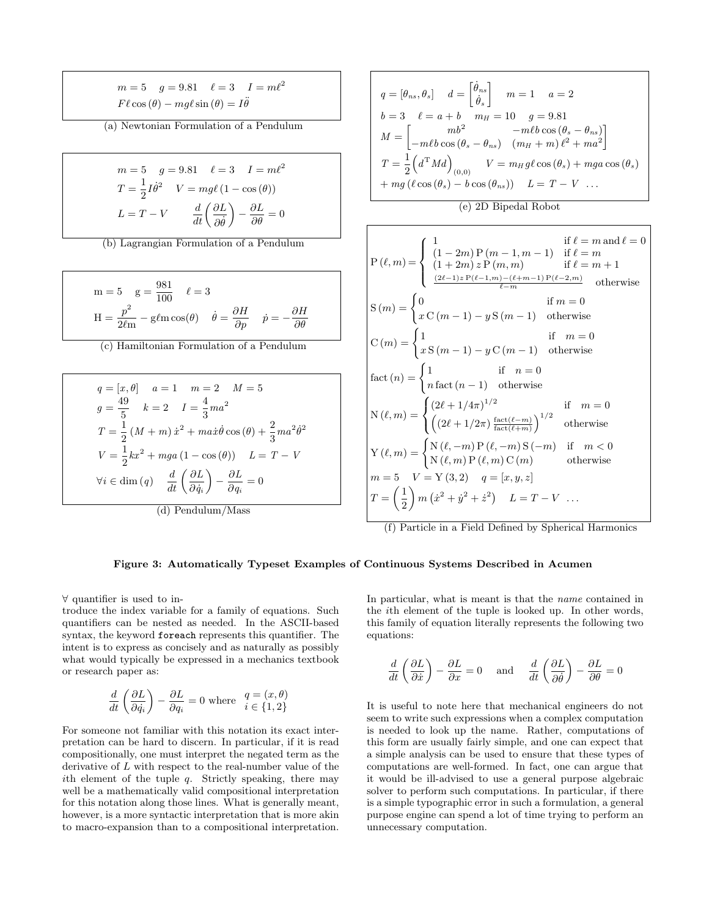$$m = 5 \quad g = 9.81 \quad \ell = 3 \quad I = m\ell^2$$
$$F\ell\cos(\theta) - mg\ell\sin(\theta) = I\ddot{\theta}$$

(a) Newtonian Formulation of a Pendulum

$$m = 5 \quad g = 9.81 \quad \ell = 3 \quad I = m\ell^2$$
$$T = \frac{1}{2}I\dot{\theta}^2 \quad V = mg\ell\,(1 - \cos(\theta))$$
$$L = T - V \qquad \frac{d}{dt}\left(\frac{\partial L}{\partial \dot{\theta}}\right) - \frac{\partial L}{\partial \theta} = 0$$

(b) Lagrangian Formulation of a Pendulum

$$\mathrm{m} = 5 \quad \mathrm{g} = \frac{981}{100} \quad \ell = 3$$
$$\mathrm{H} = \frac{p^2}{2\ell\mathrm{m}} - \mathrm{g}\ell\mathrm{m}\cos(\theta) \quad \dot{\theta} = \frac{\partial H}{\partial p} \quad \dot{p} = -\frac{\partial H}{\partial \theta}$$

(c) Hamiltonian Formulation of a Pendulum

$$q = [x, \theta] \quad a = 1 \quad m = 2 \quad M = 5$$
$$g = \frac{49}{5} \quad k = 2 \quad I = \frac{4}{3}ma^2$$
$$T = \frac{1}{2}(M + m)\,\dot{x}^2 + ma\dot{x}\dot{\theta}\cos(\theta) + \frac{2}{3}ma^2\dot{\theta}^2$$
$$V = \frac{1}{2}kx^2 + mga\,(1 - \cos(\theta)) \quad L = T - V$$
$$\forall i \in \dim(q) \quad \frac{d}{dt}\left(\frac{\partial L}{\partial \dot{q}_i}\right) - \frac{\partial L}{\partial q_i} = 0$$

(d) Pendulum/Mass

$$q = [\theta_{ns}, \theta_s] \quad d = \begin{bmatrix}\dot{\theta}_{ns}\\ \dot{\theta}_s\end{bmatrix} \quad m = 1 \quad a = 2$$
$$b = 3 \quad \ell = a + b \quad m_H = 10 \quad g = 9.81$$
$$M = \begin{bmatrix} mb^2 & -m\ell b\cos(\theta_s - \theta_{ns}) \\ -m\ell b\cos(\theta_s - \theta_{ns}) & (m_H + m)\,\ell^2 + ma^2\end{bmatrix}$$
$$T = \frac{1}{2}\left(d^{\mathrm{T}}Md\right)_{(0,0)} \quad V = m_H g\ell\cos(\theta_s) + mga\cos(\theta_s)$$
$$+ mg\,(\ell\cos(\theta_s) - b\cos(\theta_{ns})) \quad L = T - V \ \ \ldots$$

(e) 2D Bipedal Robot

$$\mathrm{P}(\ell, m) = \begin{cases} 1 & \text{if } \ell = m \text{ and } \ell = 0 \\ (1 - 2m)\,\mathrm{P}(m-1, m-1) & \text{if } \ell = m \\ (1 + 2m)\,z\,\mathrm{P}(m, m) & \text{if } \ell = m + 1 \\ \frac{(2\ell-1)\,z\,\mathrm{P}(\ell-1,m) - (\ell+m-1)\,\mathrm{P}(\ell-2,m)}{\ell - m} & \text{otherwise}\end{cases}$$
$$\mathrm{S}(m) = \begin{cases} 0 & \text{if } m = 0 \\ x\,\mathrm{C}(m-1) - y\,\mathrm{S}(m-1) & \text{otherwise}\end{cases}$$
$$\mathrm{C}(m) = \begin{cases} 1 & \text{if } \ m = 0 \\ x\,\mathrm{S}(m-1) - y\,\mathrm{C}(m-1) & \text{otherwise}\end{cases}$$
$$\mathrm{fact}(n) = \begin{cases} 1 & \text{if } \ n = 0 \\ n\,\mathrm{fact}(n-1) & \text{otherwise}\end{cases}$$
$$\mathrm{N}(\ell, m) = \begin{cases} (2\ell + 1/4\pi)^{1/2} & \text{if } \ m = 0 \\ \left((2\ell + 1/2\pi)\,\frac{\mathrm{fact}(\ell-m)}{\mathrm{fact}(\ell+m)}\right)^{1/2} & \text{otherwise}\end{cases}$$
$$\mathrm{Y}(\ell, m) = \begin{cases} \mathrm{N}(\ell, -m)\,\mathrm{P}(\ell, -m)\,\mathrm{S}(-m) & \text{if } \ m < 0 \\ \mathrm{N}(\ell, m)\,\mathrm{P}(\ell, m)\,\mathrm{C}(m) & \text{otherwise}\end{cases}$$
$$m = 5 \quad V = \mathrm{Y}(3, 2) \quad q = [x, y, z]$$
$$T = \left(\frac{1}{2}\right)m\left(\dot{x}^2 + \dot{y}^2 + \dot{z}^2\right) \quad L = T - V \ \ \ldots$$

(f) Particle in a Field Defined by Spherical Harmonics

**Figure 3: Automatically Typeset Examples of Continuous Systems Described in Acumen**

$\forall$ quantifier is used to introduce the index variable for a family of equations. Such quantifiers can be nested as needed. In the ASCII-based syntax, the keyword `foreach` represents this quantifier. The intent is to express as concisely and as naturally as possibly what would typically be expressed in a mechanics textbook or research paper as:

$$\frac{d}{dt}\left(\frac{\partial L}{\partial \dot{q_i}}\right) - \frac{\partial L}{\partial q_i} = 0 \text{ where } \begin{array}{l} q = (x, \theta) \\ i \in \{1, 2\}\end{array}$$

For someone not familiar with this notation its exact interpretation can be hard to discern. In particular, if it is read compositionally, one must interpret the negated term as the derivative of $L$ with respect to the real-number value of the $i$th element of the tuple $q$. Strictly speaking, there may well be a mathematically valid compositional interpretation for this notation along those lines. What is generally meant, however, is a more syntactic interpretation that is more akin to macro-expansion than to a compositional interpretation. In particular, what is meant is that the *name* contained in the $i$th element of the tuple is looked up. In other words, this family of equation literally represents the following two equations:

$$\frac{d}{dt}\left(\frac{\partial L}{\partial \dot{x}}\right) - \frac{\partial L}{\partial x} = 0 \quad \text{and} \quad \frac{d}{dt}\left(\frac{\partial L}{\partial \dot{\theta}}\right) - \frac{\partial L}{\partial \theta} = 0$$

It is useful to note here that mechanical engineers do not seem to write such expressions when a complex computation is needed to look up the name. Rather, computations of this form are usually fairly simple, and one can expect that a simple analysis can be used to ensure that these types of computations are well-formed. In fact, one can argue that it would be ill-advised to use a general purpose algebraic solver to perform such computations. In particular, if there is a simple typographic error in such a formulation, a general purpose engine can spend a lot of time trying to perform an unnecessary computation.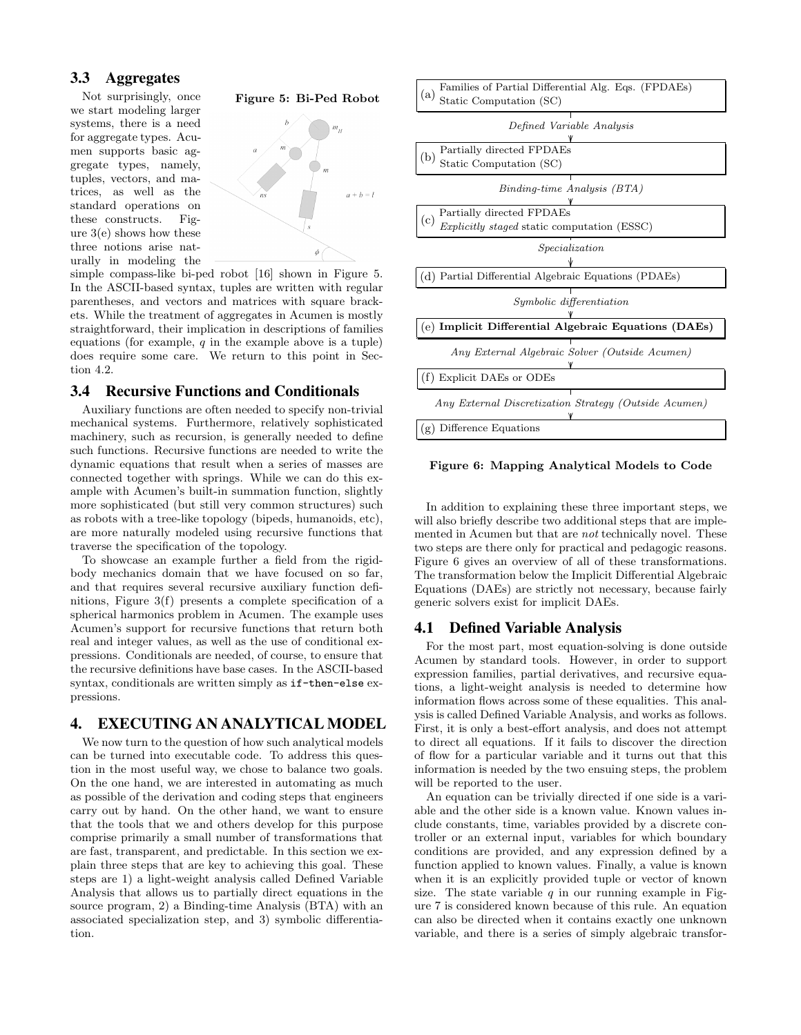### 3.3 Aggregates

Not surprisingly, once we start modeling larger systems, there is a need for aggregate types. Acumen supports basic aggregate types, namely, tuples, vectors, and matrices, as well as the standard operations on these constructs. Figure 3(e) shows how these three notions arise naturally in modeling the simple compass-like bi-ped robot [16] shown in Figure 5. In the ASCII-based syntax, tuples are written with regular parentheses, and vectors and matrices with square brackets. While the treatment of aggregates in Acumen is mostly straightforward, their implication in descriptions of families equations (for example, $q$ in the example above is a tuple) does require some care. We return to this point in Section 4.2.

**Figure 5: Bi-Ped Robot**

### 3.4 Recursive Functions and Conditionals

Auxiliary functions are often needed to specify non-trivial mechanical systems. Furthermore, relatively sophisticated machinery, such as recursion, is generally needed to define such functions. Recursive functions are needed to write the dynamic equations that result when a series of masses are connected together with springs. While we can do this example with Acumen's built-in summation function, slightly more sophisticated (but still very common structures) such as robots with a tree-like topology (bipeds, humanoids, etc), are more naturally modeled using recursive functions that traverse the specification of the topology.

To showcase an example further a field from the rigid-body mechanics domain that we have focused on so far, and that requires several recursive auxiliary function definitions, Figure 3(f) presents a complete specification of a spherical harmonics problem in Acumen. The example uses Acumen's support for recursive functions that return both real and integer values, as well as the use of conditional expressions. Conditionals are needed, of course, to ensure that the recursive definitions have base cases. In the ASCII-based syntax, conditionals are written simply as `if-then-else` expressions.

## 4. EXECUTING AN ANALYTICAL MODEL

We now turn to the question of how such analytical models can be turned into executable code. To address this question in the most useful way, we chose to balance two goals. On the one hand, we are interested in automating as much as possible of the derivation and coding steps that engineers carry out by hand. On the other hand, we want to ensure that the tools that we and others develop for this purpose comprise primarily a small number of transformations that are fast, transparent, and predictable. In this section we explain three steps that are key to achieving this goal. These steps are 1) a light-weight analysis called Defined Variable Analysis that allows us to partially direct equations in the source program, 2) a Binding-time Analysis (BTA) with an associated specialization step, and 3) symbolic differentiation.

(a) Families of Partial Differential Alg. Eqs. (FPDAEs) Static Computation (SC)

↓ *Defined Variable Analysis*

(b) Partially directed FPDAEs Static Computation (SC)

↓ *Binding-time Analysis (BTA)*

(c) Partially directed FPDAEs *Explicitly staged* static computation (ESSC)

↓ *Specialization*

(d) Partial Differential Algebraic Equations (PDAEs)

↓ *Symbolic differentiation*

(e) **Implicit Differential Algebraic Equations (DAEs)**

↓ *Any External Algebraic Solver (Outside Acumen)*

(f) Explicit DAEs or ODEs

↓ *Any External Discretization Strategy (Outside Acumen)*

(g) Difference Equations

**Figure 6: Mapping Analytical Models to Code**

In addition to explaining these three important steps, we will also briefly describe two additional steps that are implemented in Acumen but that are *not* technically novel. These two steps are there only for practical and pedagogic reasons. Figure 6 gives an overview of all of these transformations. The transformation below the Implicit Differential Algebraic Equations (DAEs) are strictly not necessary, because fairly generic solvers exist for implicit DAEs.

### 4.1 Defined Variable Analysis

For the most part, most equation-solving is done outside Acumen by standard tools. However, in order to support expression families, partial derivatives, and recursive equations, a light-weight analysis is needed to determine how information flows across some of these equalities. This analysis is called Defined Variable Analysis, and works as follows. First, it is only a best-effort analysis, and does not attempt to direct all equations. If it fails to discover the direction of flow for a particular variable and it turns out that this information is needed by the two ensuing steps, the problem will be reported to the user.

An equation can be trivially directed if one side is a variable and the other side is a known value. Known values include constants, time, variables provided by a discrete controller or an external input, variables for which boundary conditions are provided, and any expression defined by a function applied to known values. Finally, a value is known when it is an explicitly provided tuple or vector of known size. The state variable $q$ in our running example in Figure 7 is considered known because of this rule. An equation can also be directed when it contains exactly one unknown variable, and there is a series of simply algebraic transfor-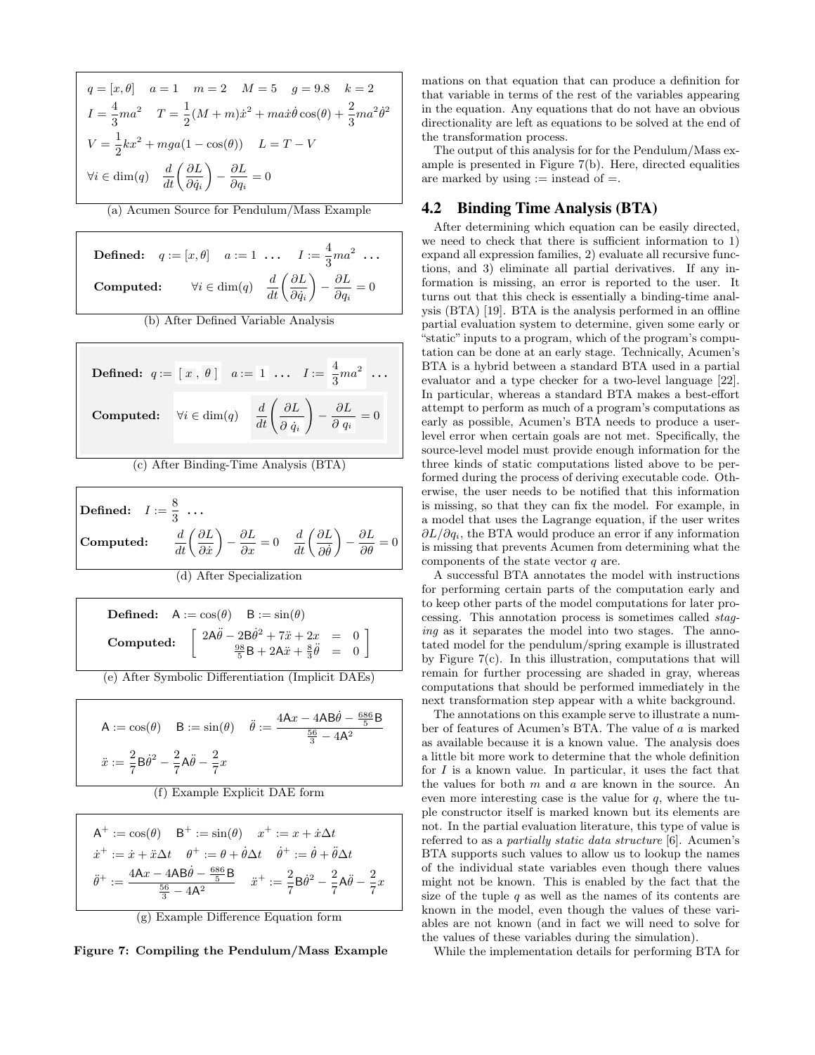$$q = [x, \theta] \quad a = 1 \quad m = 2 \quad M = 5 \quad g = 9.8 \quad k = 2$$

$$I = \frac{4}{3}ma^2 \quad T = \frac{1}{2}(M+m)\dot{x}^2 + ma\dot{x}\dot{\theta}\cos(\theta) + \frac{2}{3}ma^2\dot{\theta}^2$$

$$V = \frac{1}{2}kx^2 + mga(1 - \cos(\theta)) \quad L = T - V$$

$$\forall i \in \dim(q) \quad \frac{d}{dt}\left(\frac{\partial L}{\partial \dot{q}_i}\right) - \frac{\partial L}{\partial q_i} = 0$$

(a) Acumen Source for Pendulum/Mass Example

$$\textbf{Defined:} \quad q := [x, \theta] \quad a := 1 \ \ldots \quad I := \frac{4}{3}ma^2 \ \ldots$$

$$\textbf{Computed:} \quad \forall i \in \dim(q) \quad \frac{d}{dt}\left(\frac{\partial L}{\partial \dot{q}_i}\right) - \frac{\partial L}{\partial q_i} = 0$$

(b) After Defined Variable Analysis

$$\textbf{Defined:} \quad q := [\, x \,,\, \theta \,] \quad a := 1 \ \ldots \quad I := \frac{4}{3}ma^2 \ \ldots$$

$$\textbf{Computed:} \quad \forall i \in \dim(q) \quad \frac{d}{dt}\left(\frac{\partial L}{\partial \, \dot{q}_i}\right) - \frac{\partial L}{\partial \, q_i} = 0$$

(c) After Binding-Time Analysis (BTA)

$$\textbf{Defined:} \quad I := \frac{8}{3} \ \ldots$$

$$\textbf{Computed:} \quad \frac{d}{dt}\left(\frac{\partial L}{\partial \dot{x}}\right) - \frac{\partial L}{\partial x} = 0 \quad \frac{d}{dt}\left(\frac{\partial L}{\partial \dot{\theta}}\right) - \frac{\partial L}{\partial \theta} = 0$$

(d) After Specialization

$$\textbf{Defined:} \quad \mathsf{A} := \cos(\theta) \quad \mathsf{B} := \sin(\theta)$$

$$\textbf{Computed:} \quad \left[\begin{array}{rcl} 2\mathsf{A}\ddot{\theta} - 2\mathsf{B}\dot{\theta}^2 + 7\ddot{x} + 2x & = & 0 \\ \frac{98}{5}\mathsf{B} + 2\mathsf{A}\ddot{x} + \frac{8}{3}\ddot{\theta} & = & 0 \end{array}\right]$$

(e) After Symbolic Differentiation (Implicit DAEs)

$$\mathsf{A} := \cos(\theta) \quad \mathsf{B} := \sin(\theta) \quad \ddot{\theta} := \frac{4\mathsf{A}x - 4\mathsf{A}\mathsf{B}\dot{\theta} - \frac{686}{5}\mathsf{B}}{\frac{56}{3} - 4\mathsf{A}^2}$$

$$\ddot{x} := \frac{2}{7}\mathsf{B}\dot{\theta}^2 - \frac{2}{7}\mathsf{A}\ddot{\theta} - \frac{2}{7}x$$

(f) Example Explicit DAE form

$$\mathsf{A}^+ := \cos(\theta) \quad \mathsf{B}^+ := \sin(\theta) \quad x^+ := x + \dot{x}\Delta t$$

$$\dot{x}^+ := \dot{x} + \ddot{x}\Delta t \quad \theta^+ := \theta + \dot{\theta}\Delta t \quad \dot{\theta}^+ := \dot{\theta} + \ddot{\theta}\Delta t$$

$$\ddot{\theta}^+ := \frac{4\mathsf{A}x - 4\mathsf{A}\mathsf{B}\dot{\theta} - \frac{686}{5}\mathsf{B}}{\frac{56}{3} - 4\mathsf{A}^2} \quad \ddot{x}^+ := \frac{2}{7}\mathsf{B}\dot{\theta}^2 - \frac{2}{7}\mathsf{A}\ddot{\theta} - \frac{2}{7}x$$

(g) Example Difference Equation form

**Figure 7: Compiling the Pendulum/Mass Example**

mations on that equation that can produce a definition for that variable in terms of the rest of the variables appearing in the equation. Any equations that do not have an obvious directionality are left as equations to be solved at the end of the transformation process.

The output of this analysis for for the Pendulum/Mass example is presented in Figure 7(b). Here, directed equalities are marked by using := instead of =.

## 4.2 Binding Time Analysis (BTA)

After determining which equation can be easily directed, we need to check that there is sufficient information to 1) expand all expression families, 2) evaluate all recursive functions, and 3) eliminate all partial derivatives. If any information is missing, an error is reported to the user. It turns out that this check is essentially a binding-time analysis (BTA) [19]. BTA is the analysis performed in an offline partial evaluation system to determine, given some early or "static" inputs to a program, which of the program's computation can be done at an early stage. Technically, Acumen's BTA is a hybrid between a standard BTA used in a partial evaluator and a type checker for a two-level language [22]. In particular, whereas a standard BTA makes a best-effort attempt to perform as much of a program's computations as early as possible, Acumen's BTA needs to produce a user-level error when certain goals are not met. Specifically, the source-level model must provide enough information for the three kinds of static computations listed above to be performed during the process of deriving executable code. Otherwise, the user needs to be notified that this information is missing, so that they can fix the model. For example, in a model that uses the Lagrange equation, if the user writes $\partial L/\partial q_i$, the BTA would produce an error if any information is missing that prevents Acumen from determining what the components of the state vector $q$ are.

A successful BTA annotates the model with instructions for performing certain parts of the computation early and to keep other parts of the model computations for later processing. This annotation process is sometimes called *staging* as it separates the model into two stages. The annotated model for the pendulum/spring example is illustrated by Figure 7(c). In this illustration, computations that will remain for further processing are shaded in gray, whereas computations that should be performed immediately in the next transformation step appear with a white background.

The annotations on this example serve to illustrate a number of features of Acumen's BTA. The value of $a$ is marked as available because it is a known value. The analysis does a little bit more work to determine that the whole definition for $I$ is a known value. In particular, it uses the fact that the values for both $m$ and $a$ are known in the source. An even more interesting case is the value for $q$, where the tuple constructor itself is marked known but its elements are not. In the partial evaluation literature, this type of value is referred to as a *partially static data structure* [6]. Acumen's BTA supports such values to allow us to lookup the names of the individual state variables even though there values might not be known. This is enabled by the fact that the size of the tuple $q$ as well as the names of its contents are known in the model, even though the values of these variables are not known (and in fact we will need to solve for the values of these variables during the simulation).

While the implementation details for performing BTA for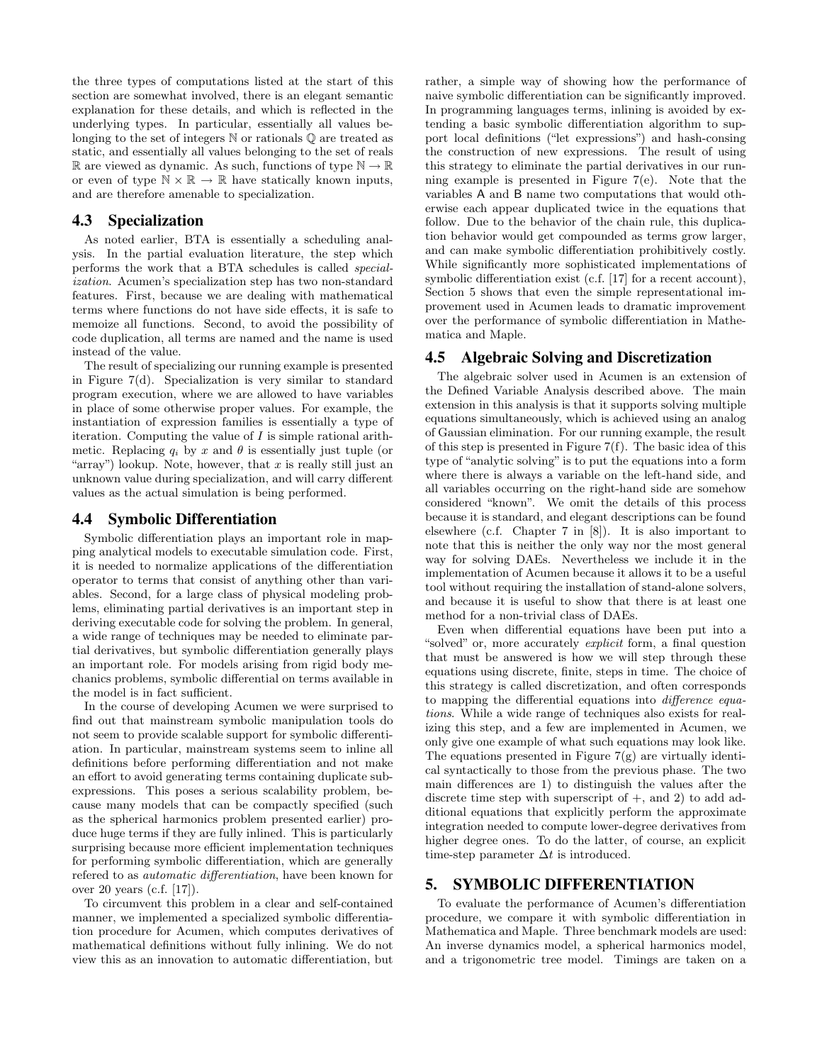the three types of computations listed at the start of this section are somewhat involved, there is an elegant semantic explanation for these details, and which is reflected in the underlying types. In particular, essentially all values belonging to the set of integers $\mathbb{N}$ or rationals $\mathbb{Q}$ are treated as static, and essentially all values belonging to the set of reals $\mathbb{R}$ are viewed as dynamic. As such, functions of type $\mathbb{N} \rightarrow \mathbb{R}$ or even of type $\mathbb{N} \times \mathbb{R} \rightarrow \mathbb{R}$ have statically known inputs, and are therefore amenable to specialization.

### 4.3 Specialization

As noted earlier, BTA is essentially a scheduling analysis. In the partial evaluation literature, the step which performs the work that a BTA schedules is called *specialization*. Acumen's specialization step has two non-standard features. First, because we are dealing with mathematical terms where functions do not have side effects, it is safe to memoize all functions. Second, to avoid the possibility of code duplication, all terms are named and the name is used instead of the value.

The result of specializing our running example is presented in Figure 7(d). Specialization is very similar to standard program execution, where we are allowed to have variables in place of some otherwise proper values. For example, the instantiation of expression families is essentially a type of iteration. Computing the value of $I$ is simple rational arithmetic. Replacing $q_i$ by $x$ and $\theta$ is essentially just tuple (or "array") lookup. Note, however, that $x$ is really still just an unknown value during specialization, and will carry different values as the actual simulation is being performed.

### 4.4 Symbolic Differentiation

Symbolic differentiation plays an important role in mapping analytical models to executable simulation code. First, it is needed to normalize applications of the differentiation operator to terms that consist of anything other than variables. Second, for a large class of physical modeling problems, eliminating partial derivatives is an important step in deriving executable code for solving the problem. In general, a wide range of techniques may be needed to eliminate partial derivatives, but symbolic differentiation generally plays an important role. For models arising from rigid body mechanics problems, symbolic differential on terms available in the model is in fact sufficient.

In the course of developing Acumen we were surprised to find out that mainstream symbolic manipulation tools do not seem to provide scalable support for symbolic differentiation. In particular, mainstream systems seem to inline all definitions before performing differentiation and not make an effort to avoid generating terms containing duplicate subexpressions. This poses a serious scalability problem, because many models that can be compactly specified (such as the spherical harmonics problem presented earlier) produce huge terms if they are fully inlined. This is particularly surprising because more efficient implementation techniques for performing symbolic differentiation, which are generally refered to as *automatic differentiation*, have been known for over 20 years (c.f. [17]).

To circumvent this problem in a clear and self-contained manner, we implemented a specialized symbolic differentiation procedure for Acumen, which computes derivatives of mathematical definitions without fully inlining. We do not view this as an innovation to automatic differentiation, but rather, a simple way of showing how the performance of naive symbolic differentiation can be significantly improved. In programming languages terms, inlining is avoided by extending a basic symbolic differentiation algorithm to support local definitions ("let expressions") and hash-consing the construction of new expressions. The result of using this strategy to eliminate the partial derivatives in our running example is presented in Figure 7(e). Note that the variables A and B name two computations that would otherwise each appear duplicated twice in the equations that follow. Due to the behavior of the chain rule, this duplication behavior would get compounded as terms grow larger, and can make symbolic differentiation prohibitively costly. While significantly more sophisticated implementations of symbolic differentiation exist (c.f. [17] for a recent account), Section 5 shows that even the simple representational improvement used in Acumen leads to dramatic improvement over the performance of symbolic differentiation in Mathematica and Maple.

### 4.5 Algebraic Solving and Discretization

The algebraic solver used in Acumen is an extension of the Defined Variable Analysis described above. The main extension in this analysis is that it supports solving multiple equations simultaneously, which is achieved using an analog of Gaussian elimination. For our running example, the result of this step is presented in Figure 7(f). The basic idea of this type of "analytic solving" is to put the equations into a form where there is always a variable on the left-hand side, and all variables occurring on the right-hand side are somehow considered "known". We omit the details of this process because it is standard, and elegant descriptions can be found elsewhere (c.f. Chapter 7 in [8]). It is also important to note that this is neither the only way nor the most general way for solving DAEs. Nevertheless we include it in the implementation of Acumen because it allows it to be a useful tool without requiring the installation of stand-alone solvers, and because it is useful to show that there is at least one method for a non-trivial class of DAEs.

Even when differential equations have been put into a "solved" or, more accurately *explicit* form, a final question that must be answered is how we will step through these equations using discrete, finite, steps in time. The choice of this strategy is called discretization, and often corresponds to mapping the differential equations into *difference equations*. While a wide range of techniques also exists for realizing this step, and a few are implemented in Acumen, we only give one example of what such equations may look like. The equations presented in Figure 7(g) are virtually identical syntactically to those from the previous phase. The two main differences are 1) to distinguish the values after the discrete time step with superscript of $+$, and 2) to add additional equations that explicitly perform the approximate integration needed to compute lower-degree derivatives from higher degree ones. To do the latter, of course, an explicit time-step parameter $\Delta t$ is introduced.

## 5. SYMBOLIC DIFFERENTIATION

To evaluate the performance of Acumen's differentiation procedure, we compare it with symbolic differentiation in Mathematica and Maple. Three benchmark models are used: An inverse dynamics model, a spherical harmonics model, and a trigonometric tree model. Timings are taken on a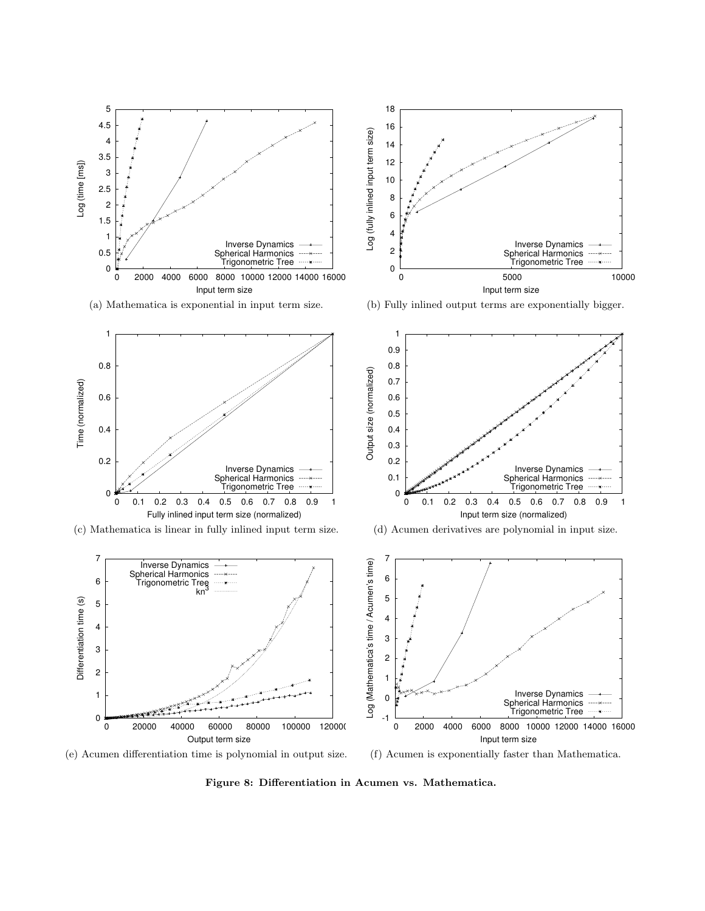(a) Mathematica is exponential in input term size.

(b) Fully inlined output terms are exponentially bigger.

(c) Mathematica is linear in fully inlined input term size.

(d) Acumen derivatives are polynomial in input size.

(e) Acumen differentiation time is polynomial in output size.

(f) Acumen is exponentially faster than Mathematica.

**Figure 8: Differentiation in Acumen vs. Mathematica.**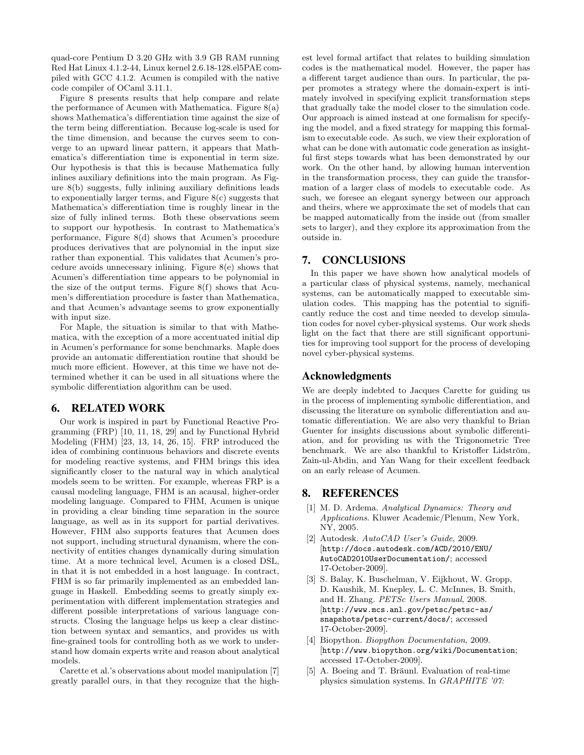quad-core Pentium D 3.20 GHz with 3.9 GB RAM running Red Hat Linux 4.1.2-44, Linux kernel 2.6.18-128.el5PAE compiled with GCC 4.1.2. Acumen is compiled with the native code compiler of OCaml 3.11.1.

Figure 8 presents results that help compare and relate the performance of Acumen with Mathematica. Figure 8(a) shows Mathematica's differentiation time against the size of the term being differentiation. Because log-scale is used for the time dimension, and because the curves seem to converge to an upward linear pattern, it appears that Mathematica's differentiation time is exponential in term size. Our hypothesis is that this is because Mathematica fully inlines auxiliary definitions into the main program. As Figure 8(b) suggests, fully inlining auxiliary definitions leads to exponentially larger terms, and Figure 8(c) suggests that Mathematica's differentiation time is roughly linear in the size of fully inlined terms. Both these observations seem to support our hypothesis. In contrast to Mathematica's performance, Figure 8(d) shows that Acumen's procedure produces derivatives that are polynomial in the input size rather than exponential. This validates that Acumen's procedure avoids unnecessary inlining. Figure 8(e) shows that Acumen's differentiation time appears to be polynomial in the size of the output terms. Figure 8(f) shows that Acumen's differentiation procedure is faster than Mathematica, and that Acumen's advantage seems to grow exponentially with input size.

For Maple, the situation is similar to that with Mathematica, with the exception of a more accentuated initial dip in Acumen's performance for some benchmarks. Maple does provide an automatic differentiation routine that should be much more efficient. However, at this time we have not determined whether it can be used in all situations where the symbolic differentiation algorithm can be used.

## 6. RELATED WORK

Our work is inspired in part by Functional Reactive Programming (FRP) [10, 11, 18, 29] and by Functional Hybrid Modeling (FHM) [23, 13, 14, 26, 15]. FRP introduced the idea of combining continuous behaviors and discrete events for modeling reactive systems, and FHM brings this idea significantly closer to the natural way in which analytical models seem to be written. For example, whereas FRP is a causal modeling language, FHM is an acausal, higher-order modeling language. Compared to FHM, Acumen is unique in providing a clear binding time separation in the source language, as well as in its support for partial derivatives. However, FHM also supports features that Acumen does not support, including structural dynamism, where the connectivity of entities changes dynamically during simulation time. At a more technical level, Acumen is a closed DSL, in that it is not embedded in a host language. In contract, FHM is so far primarily implemented as an embedded language in Haskell. Embedding seems to greatly simply experimentation with different implementation strategies and different possible interpretations of various language constructs. Closing the language helps us keep a clear distinction between syntax and semantics, and provides us with fine-grained tools for controlling both as we work to understand how domain experts write and reason about analytical models.

Carette et al.'s observations about model manipulation [7] greatly parallel ours, in that they recognize that the highest level formal artifact that relates to building simulation codes is the mathematical model. However, the paper has a different target audience than ours. In particular, the paper promotes a strategy where the domain-expert is intimately involved in specifying explicit transformation steps that gradually take the model closer to the simulation code. Our approach is aimed instead at one formalism for specifying the model, and a fixed strategy for mapping this formalism to executable code. As such, we view their exploration of what can be done with automatic code generation as insightful first steps towards what has been demonstrated by our work. On the other hand, by allowing human intervention in the transformation process, they can guide the transformation of a larger class of models to executable code. As such, we foresee an elegant synergy between our approach and theirs, where we approximate the set of models that can be mapped automatically from the inside out (from smaller sets to larger), and they explore its approximation from the outside in.

## 7. CONCLUSIONS

In this paper we have shown how analytical models of a particular class of physical systems, namely, mechanical systems, can be automatically mapped to executable simulation codes. This mapping has the potential to significantly reduce the cost and time needed to develop simulation codes for novel cyber-physical systems. Our work sheds light on the fact that there are still significant opportunities for improving tool support for the process of developing novel cyber-physical systems.

## Acknowledgments

We are deeply indebted to Jacques Carette for guiding us in the process of implementing symbolic differentiation, and discussing the literature on symbolic differentiation and automatic differentiation. We are also very thankful to Brian Guenter for insights discussions about symbolic differentiation, and for providing us with the Trigonometric Tree benchmark. We are also thankful to Kristoffer Lidström, Zain-ul-Abdin, and Yan Wang for their excellent feedback on an early release of Acumen.

## 8. REFERENCES

[1] M. D. Ardema. *Analytical Dynamics: Theory and Applications*. Kluwer Academic/Plenum, New York, NY, 2005.

[2] Autodesk. *AutoCAD User's Guide*, 2009. [`http://docs.autodesk.com/ACD/2010/ENU/AutoCAD2010UserDocumentation/`; accessed 17-October-2009].

[3] S. Balay, K. Buschelman, V. Eijkhout, W. Gropp, D. Kaushik, M. Knepley, L. C. McInnes, B. Smith, and H. Zhang. *PETSc Users Manual*, 2008. [`http://www.mcs.anl.gov/petsc/petsc-as/snapshots/petsc-current/docs/`; accessed 17-October-2009].

[4] Biopython. *Biopython Documentation*, 2009. [`http://www.biopython.org/wiki/Documentation`; accessed 17-October-2009].

[5] A. Boeing and T. Bräunl. Evaluation of real-time physics simulation systems. In *GRAPHITE '07:*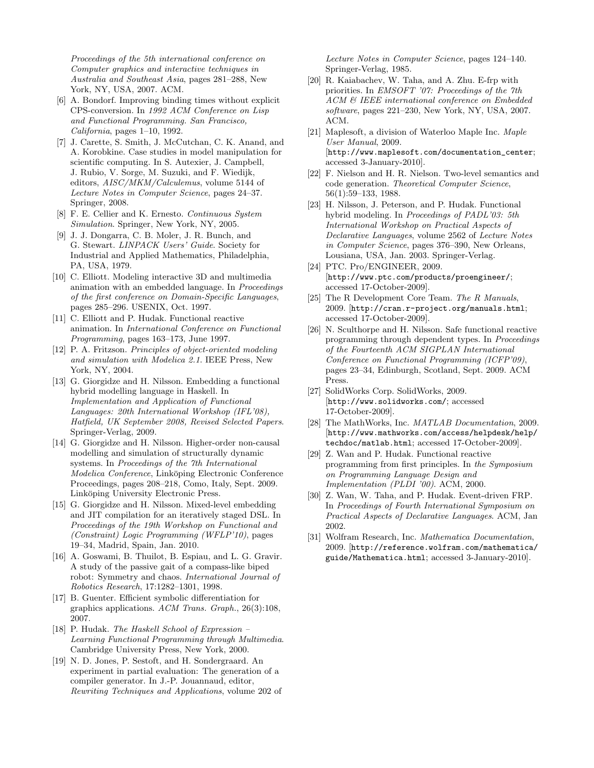Proceedings of the 5th international conference on Computer graphics and interactive techniques in Australia and Southeast Asia, pages 281–288, New York, NY, USA, 2007. ACM.

[6] A. Bondorf. Improving binding times without explicit CPS-conversion. In *1992 ACM Conference on Lisp and Functional Programming. San Francisco, California*, pages 1–10, 1992.

[7] J. Carette, S. Smith, J. McCutchan, C. K. Anand, and A. Korobkine. Case studies in model manipulation for scientific computing. In S. Autexier, J. Campbell, J. Rubio, V. Sorge, M. Suzuki, and F. Wiedijk, editors, *AISC/MKM/Calculemus*, volume 5144 of *Lecture Notes in Computer Science*, pages 24–37. Springer, 2008.

[8] F. E. Cellier and K. Ernesto. *Continuous System Simulation*. Springer, New York, NY, 2005.

[9] J. J. Dongarra, C. B. Moler, J. R. Bunch, and G. Stewart. *LINPACK Users' Guide*. Society for Industrial and Applied Mathematics, Philadelphia, PA, USA, 1979.

[10] C. Elliott. Modeling interactive 3D and multimedia animation with an embedded language. In *Proceedings of the first conference on Domain-Specific Languages*, pages 285–296. USENIX, Oct. 1997.

[11] C. Elliott and P. Hudak. Functional reactive animation. In *International Conference on Functional Programming*, pages 163–173, June 1997.

[12] P. A. Fritzson. *Principles of object-oriented modeling and simulation with Modelica 2.1*. IEEE Press, New York, NY, 2004.

[13] G. Giorgidze and H. Nilsson. Embedding a functional hybrid modelling language in Haskell. In *Implementation and Application of Functional Languages: 20th International Workshop (IFL'08), Hatfield, UK September 2008, Revised Selected Papers*. Springer-Verlag, 2009.

[14] G. Giorgidze and H. Nilsson. Higher-order non-causal modelling and simulation of structurally dynamic systems. In *Proceedings of the 7th International Modelica Conference*, Linköping Electronic Conference Proceedings, pages 208–218, Como, Italy, Sept. 2009. Linköping University Electronic Press.

[15] G. Giorgidze and H. Nilsson. Mixed-level embedding and JIT compilation for an iteratively staged DSL. In *Proceedings of the 19th Workshop on Functional and (Constraint) Logic Programming (WFLP'10)*, pages 19–34, Madrid, Spain, Jan. 2010.

[16] A. Goswami, B. Thuilot, B. Espiau, and L. G. Gravir. A study of the passive gait of a compass-like biped robot: Symmetry and chaos. *International Journal of Robotics Research*, 17:1282–1301, 1998.

[17] B. Guenter. Efficient symbolic differentiation for graphics applications. *ACM Trans. Graph.*, 26(3):108, 2007.

[18] P. Hudak. *The Haskell School of Expression – Learning Functional Programming through Multimedia*. Cambridge University Press, New York, 2000.

[19] N. D. Jones, P. Sestoft, and H. Sondergraard. An experiment in partial evaluation: The generation of a compiler generator. In J.-P. Jouannaud, editor, *Rewriting Techniques and Applications*, volume 202 of *Lecture Notes in Computer Science*, pages 124–140. Springer-Verlag, 1985.

[20] R. Kaiabachev, W. Taha, and A. Zhu. E-frp with priorities. In *EMSOFT '07: Proceedings of the 7th ACM & IEEE international conference on Embedded software*, pages 221–230, New York, NY, USA, 2007. ACM.

[21] Maplesoft, a division of Waterloo Maple Inc. *Maple User Manual*, 2009. [http://www.maplesoft.com/documentation_center; accessed 3-January-2010].

[22] F. Nielson and H. R. Nielson. Two-level semantics and code generation. *Theoretical Computer Science*, 56(1):59–133, 1988.

[23] H. Nilsson, J. Peterson, and P. Hudak. Functional hybrid modeling. In *Proceedings of PADL'03: 5th International Workshop on Practical Aspects of Declarative Languages*, volume 2562 of *Lecture Notes in Computer Science*, pages 376–390, New Orleans, Lousiana, USA, Jan. 2003. Springer-Verlag.

[24] PTC. Pro/ENGINEER, 2009. [http://www.ptc.com/products/proengineer/; accessed 17-October-2009].

[25] The R Development Core Team. *The R Manuals*, 2009. [http://cran.r-project.org/manuals.html; accessed 17-October-2009].

[26] N. Sculthorpe and H. Nilsson. Safe functional reactive programming through dependent types. In *Proceedings of the Fourteenth ACM SIGPLAN International Conference on Functional Programming (ICFP'09)*, pages 23–34, Edinburgh, Scotland, Sept. 2009. ACM Press.

[27] SolidWorks Corp. SolidWorks, 2009. [http://www.solidworks.com/; accessed 17-October-2009].

[28] The MathWorks, Inc. *MATLAB Documentation*, 2009. [http://www.mathworks.com/access/helpdesk/help/techdoc/matlab.html; accessed 17-October-2009].

[29] Z. Wan and P. Hudak. Functional reactive programming from first principles. In *the Symposium on Programming Language Design and Implementation (PLDI '00)*. ACM, 2000.

[30] Z. Wan, W. Taha, and P. Hudak. Event-driven FRP. In *Proceedings of Fourth International Symposium on Practical Aspects of Declarative Languages*. ACM, Jan 2002.

[31] Wolfram Research, Inc. *Mathematica Documentation*, 2009. [http://reference.wolfram.com/mathematica/guide/Mathematica.html; accessed 3-January-2010].